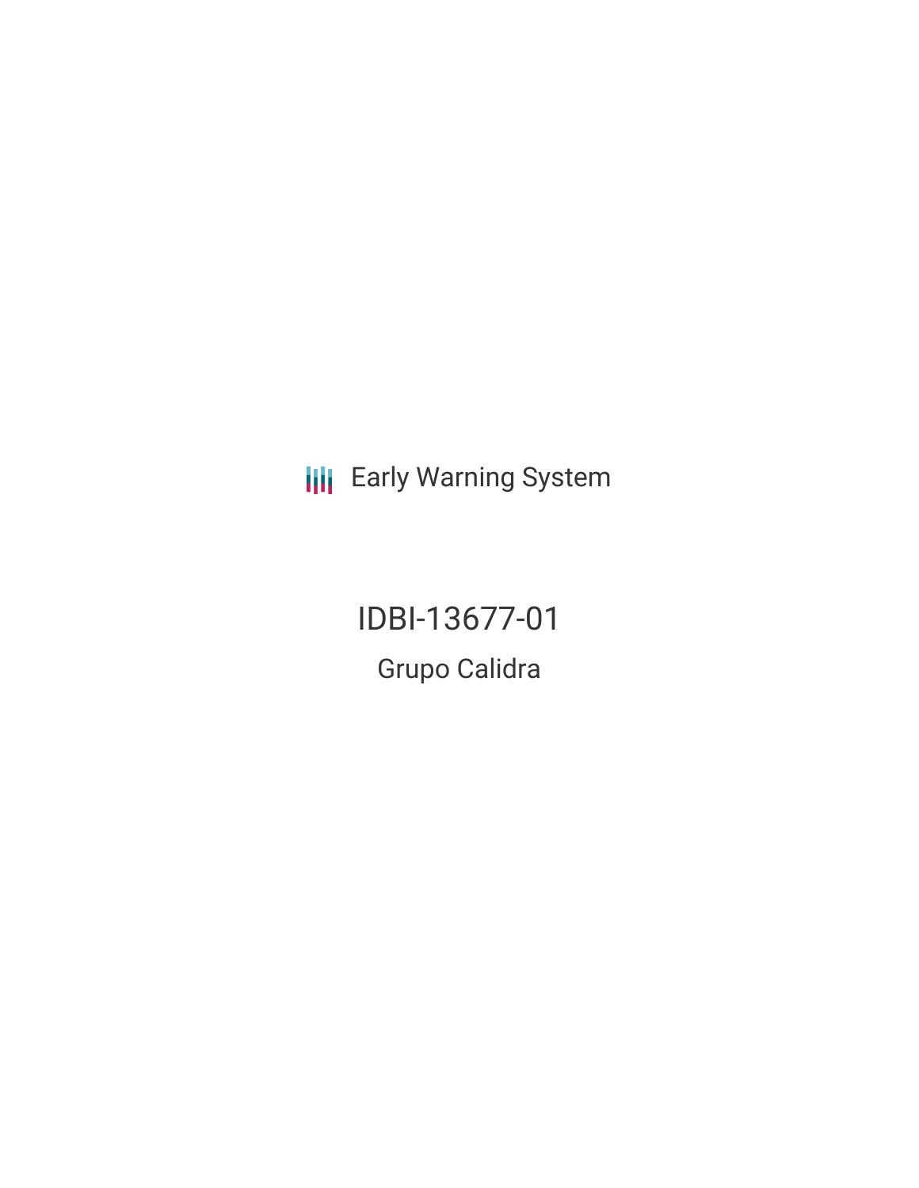Early Warning System

# IDBI-13677-01

## Grupo Calidra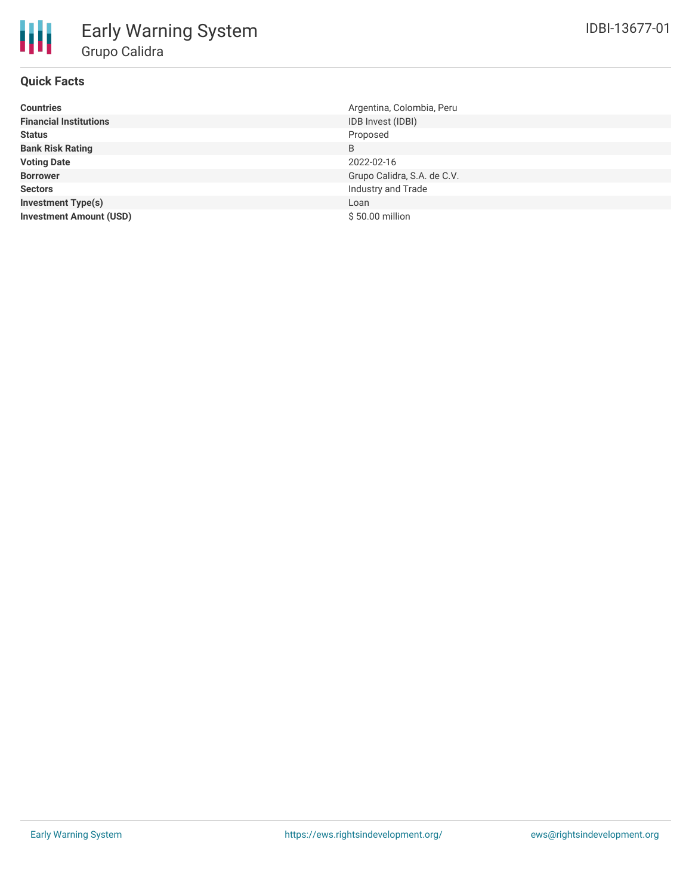# Early Warning System

## Grupo Calidra

IDBI-13677-01

### Quick Facts

| | |
|---|---|
| **Countries** | Argentina, Colombia, Peru |
| **Financial Institutions** | IDB Invest (IDBI) |
| **Status** | Proposed |
| **Bank Risk Rating** | B |
| **Voting Date** | 2022-02-16 |
| **Borrower** | Grupo Calidra, S.A. de C.V. |
| **Sectors** | Industry and Trade |
| **Investment Type(s)** | Loan |
| **Investment Amount (USD)** | $ 50.00 million |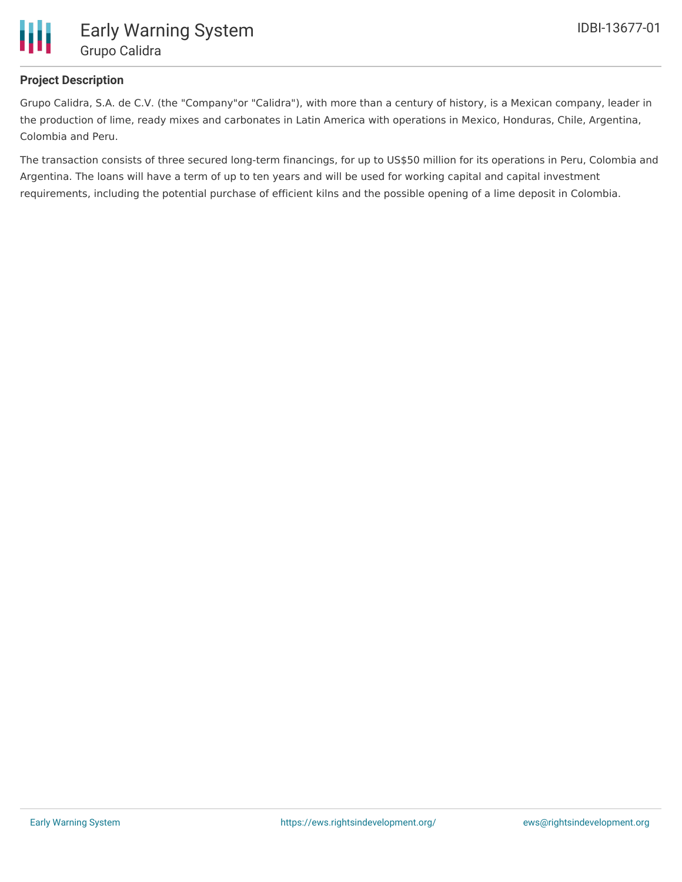## Project Description

Grupo Calidra, S.A. de C.V. (the "Company"or "Calidra"), with more than a century of history, is a Mexican company, leader in the production of lime, ready mixes and carbonates in Latin America with operations in Mexico, Honduras, Chile, Argentina, Colombia and Peru.

The transaction consists of three secured long-term financings, for up to US$50 million for its operations in Peru, Colombia and Argentina. The loans will have a term of up to ten years and will be used for working capital and capital investment requirements, including the potential purchase of efficient kilns and the possible opening of a lime deposit in Colombia.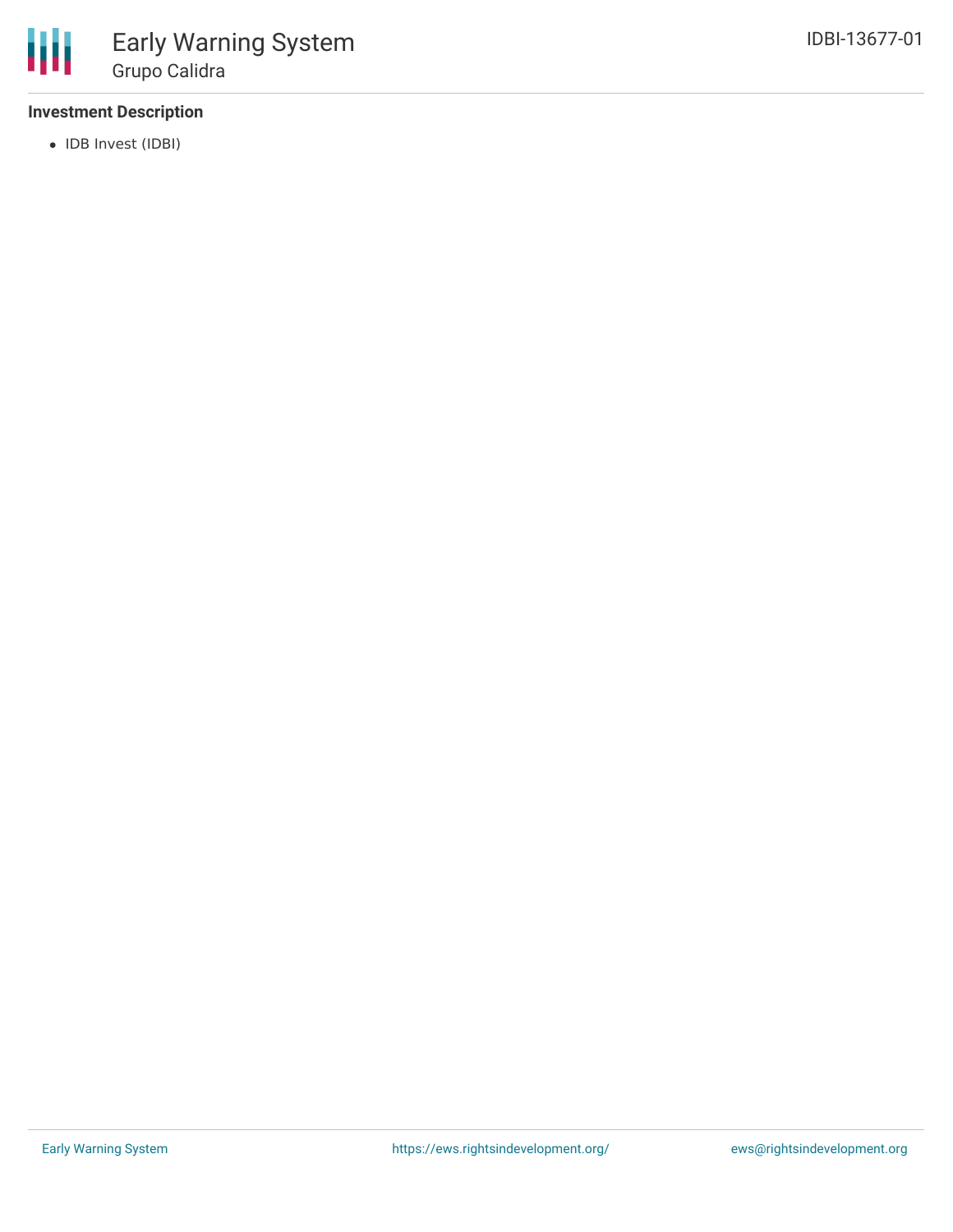**Investment Description**

- IDB Invest (IDBI)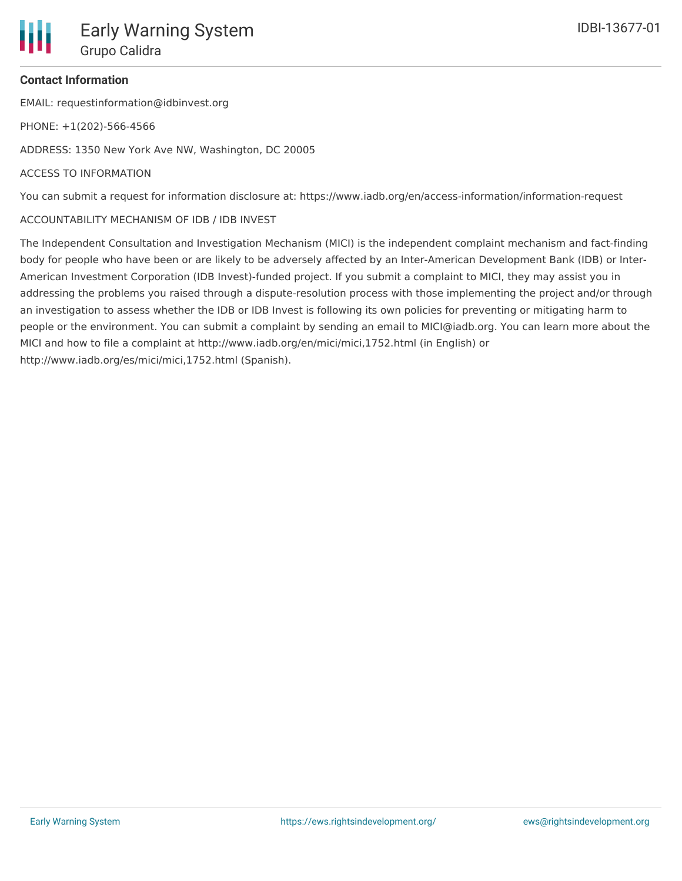**Contact Information**

EMAIL: requestinformation@idbinvest.org

PHONE: +1(202)-566-4566

ADDRESS: 1350 New York Ave NW, Washington, DC 20005

ACCESS TO INFORMATION

You can submit a request for information disclosure at: https://www.iadb.org/en/access-information/information-request

ACCOUNTABILITY MECHANISM OF IDB / IDB INVEST

The Independent Consultation and Investigation Mechanism (MICI) is the independent complaint mechanism and fact-finding body for people who have been or are likely to be adversely affected by an Inter-American Development Bank (IDB) or Inter-American Investment Corporation (IDB Invest)-funded project. If you submit a complaint to MICI, they may assist you in addressing the problems you raised through a dispute-resolution process with those implementing the project and/or through an investigation to assess whether the IDB or IDB Invest is following its own policies for preventing or mitigating harm to people or the environment. You can submit a complaint by sending an email to MICI@iadb.org. You can learn more about the MICI and how to file a complaint at http://www.iadb.org/en/mici/mici,1752.html (in English) or http://www.iadb.org/es/mici/mici,1752.html (Spanish).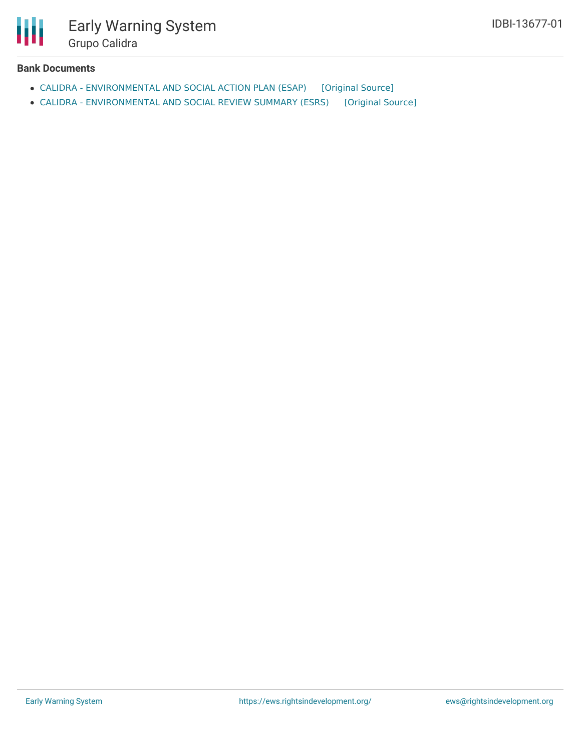**Bank Documents**

- CALIDRA - ENVIRONMENTAL AND SOCIAL ACTION PLAN (ESAP) [Original Source]
- CALIDRA - ENVIRONMENTAL AND SOCIAL REVIEW SUMMARY (ESRS) [Original Source]